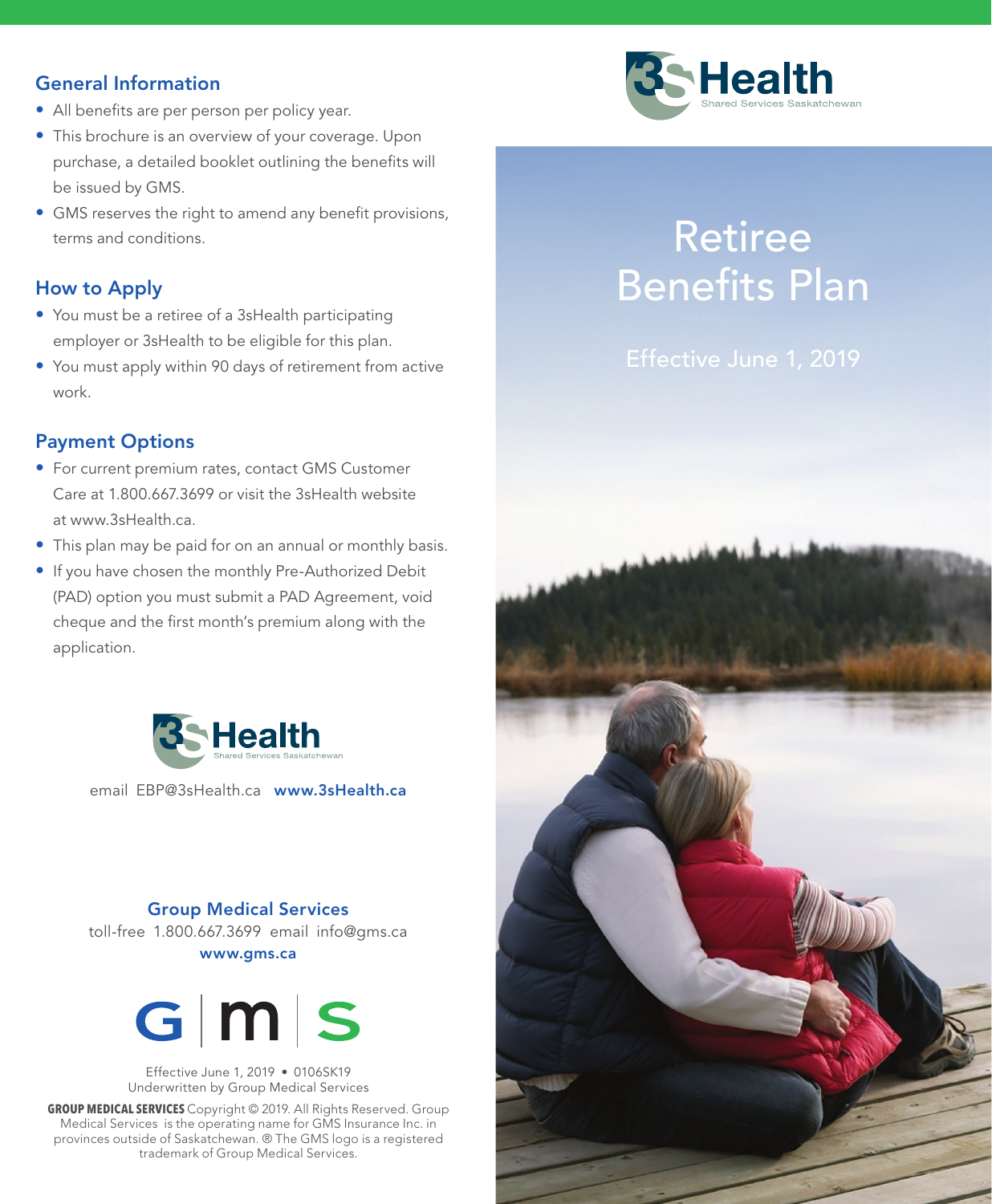## General Information

- All benefits are per person per policy year.
- This brochure is an overview of your coverage. Upon purchase, a detailed booklet outlining the benefits will be issued by GMS.
- GMS reserves the right to amend any benefit provisions, terms and conditions.

## How to Apply

- You must be a retiree of a 3sHealth participating employer or 3sHealth to be eligible for this plan.
- You must apply within 90 days of retirement from active work.

## Payment Options

- For current premium rates, contact GMS Customer Care at 1.800.667.3699 or visit the 3sHealth website at www.3sHealth.ca.
- This plan may be paid for on an annual or monthly basis.
- If you have chosen the monthly Pre-Authorized Debit (PAD) option you must submit a PAD Agreement, void cheque and the first month's premium along with the application.

3sHealth
Shared Services Saskatchewan

email EBP@3sHealth.ca **www.3sHealth.ca**

**Group Medical Services**
toll-free 1.800.667.3699 email info@gms.ca
**www.gms.ca**

GMS

Effective June 1, 2019 • 0106SK19
Underwritten by Group Medical Services

**GROUP MEDICAL SERVICES** Copyright © 2019. All Rights Reserved. Group Medical Services is the operating name for GMS Insurance Inc. in provinces outside of Saskatchewan. ® The GMS logo is a registered trademark of Group Medical Services.

3sHealth
Shared Services Saskatchewan

# Retiree Benefits Plan

Effective June 1, 2019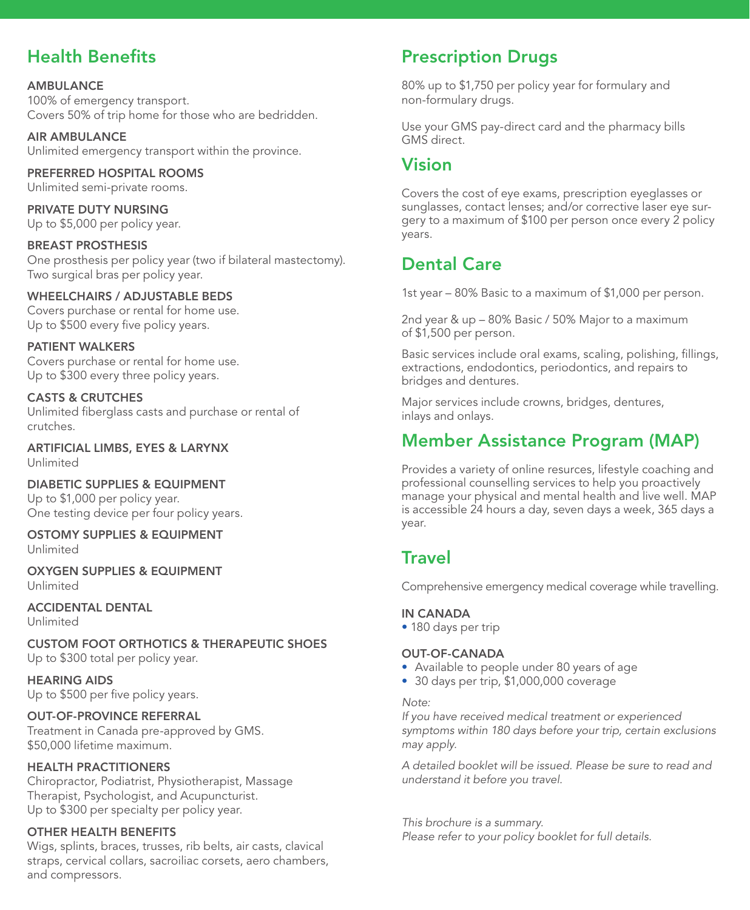## Health Benefits

**AMBULANCE**
100% of emergency transport.
Covers 50% of trip home for those who are bedridden.

**AIR AMBULANCE**
Unlimited emergency transport within the province.

**PREFERRED HOSPITAL ROOMS**
Unlimited semi-private rooms.

**PRIVATE DUTY NURSING**
Up to $5,000 per policy year.

**BREAST PROSTHESIS**
One prosthesis per policy year (two if bilateral mastectomy).
Two surgical bras per policy year.

**WHEELCHAIRS / ADJUSTABLE BEDS**
Covers purchase or rental for home use.
Up to $500 every five policy years.

**PATIENT WALKERS**
Covers purchase or rental for home use.
Up to $300 every three policy years.

**CASTS & CRUTCHES**
Unlimited fiberglass casts and purchase or rental of crutches.

**ARTIFICIAL LIMBS, EYES & LARYNX**
Unlimited

**DIABETIC SUPPLIES & EQUIPMENT**
Up to $1,000 per policy year.
One testing device per four policy years.

**OSTOMY SUPPLIES & EQUIPMENT**
Unlimited

**OXYGEN SUPPLIES & EQUIPMENT**
Unlimited

**ACCIDENTAL DENTAL**
Unlimited

**CUSTOM FOOT ORTHOTICS & THERAPEUTIC SHOES**
Up to $300 total per policy year.

**HEARING AIDS**
Up to $500 per five policy years.

**OUT-OF-PROVINCE REFERRAL**
Treatment in Canada pre-approved by GMS.
$50,000 lifetime maximum.

**HEALTH PRACTITIONERS**
Chiropractor, Podiatrist, Physiotherapist, Massage Therapist, Psychologist, and Acupuncturist.
Up to $300 per specialty per policy year.

**OTHER HEALTH BENEFITS**
Wigs, splints, braces, trusses, rib belts, air casts, clavical straps, cervical collars, sacroiliac corsets, aero chambers, and compressors.

## Prescription Drugs

80% up to $1,750 per policy year for formulary and non-formulary drugs.

Use your GMS pay-direct card and the pharmacy bills GMS direct.

## Vision

Covers the cost of eye exams, prescription eyeglasses or sunglasses, contact lenses; and/or corrective laser eye surgery to a maximum of $100 per person once every 2 policy years.

## Dental Care

1st year – 80% Basic to a maximum of $1,000 per person.

2nd year & up – 80% Basic / 50% Major to a maximum of $1,500 per person.

Basic services include oral exams, scaling, polishing, fillings, extractions, endodontics, periodontics, and repairs to bridges and dentures.

Major services include crowns, bridges, dentures, inlays and onlays.

## Member Assistance Program (MAP)

Provides a variety of online resurces, lifestyle coaching and professional counselling services to help you proactively manage your physical and mental health and live well. MAP is accessible 24 hours a day, seven days a week, 365 days a year.

## Travel

Comprehensive emergency medical coverage while travelling.

**IN CANADA**
- 180 days per trip

**OUT-OF-CANADA**
- Available to people under 80 years of age
- 30 days per trip, $1,000,000 coverage

*Note:*
*If you have received medical treatment or experienced symptoms within 180 days before your trip, certain exclusions may apply.*

*A detailed booklet will be issued. Please be sure to read and understand it before you travel.*

*This brochure is a summary.*
*Please refer to your policy booklet for full details.*